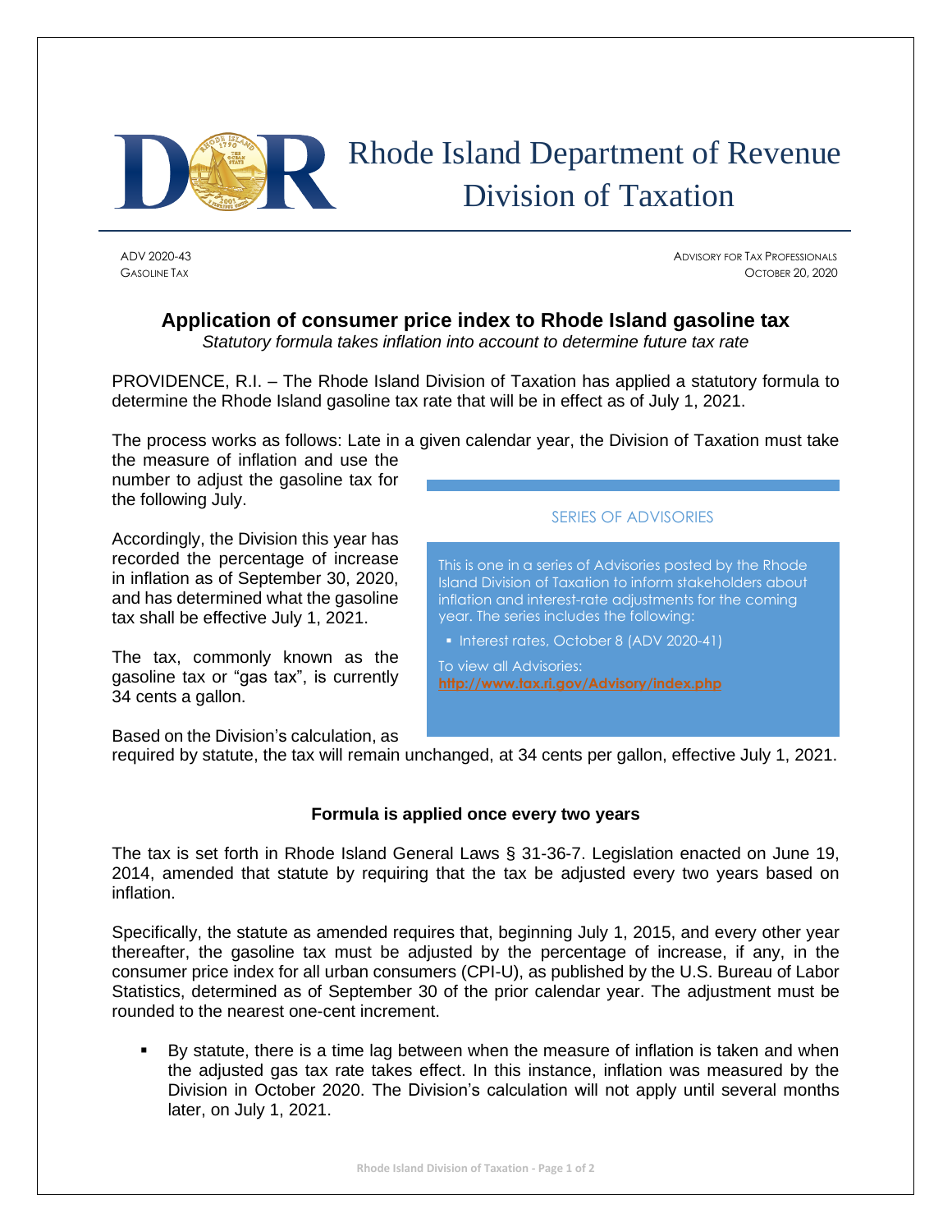# Rhode Island Department of Revenue
## Division of Taxation

ADV 2020-43
GASOLINE TAX

ADVISORY FOR TAX PROFESSIONALS
OCTOBER 20, 2020

## Application of consumer price index to Rhode Island gasoline tax

*Statutory formula takes inflation into account to determine future tax rate*

PROVIDENCE, R.I. – The Rhode Island Division of Taxation has applied a statutory formula to determine the Rhode Island gasoline tax rate that will be in effect as of July 1, 2021.

The process works as follows: Late in a given calendar year, the Division of Taxation must take the measure of inflation and use the number to adjust the gasoline tax for the following July.

Accordingly, the Division this year has recorded the percentage of increase in inflation as of September 30, 2020, and has determined what the gasoline tax shall be effective July 1, 2021.

The tax, commonly known as the gasoline tax or "gas tax", is currently 34 cents a gallon.

Based on the Division's calculation, as required by statute, the tax will remain unchanged, at 34 cents per gallon, effective July 1, 2021.

> **SERIES OF ADVISORIES**
>
> This is one in a series of Advisories posted by the Rhode Island Division of Taxation to inform stakeholders about inflation and interest-rate adjustments for the coming year. The series includes the following:
>
> - Interest rates, October 8 (ADV 2020-41)
>
> To view all Advisories: http://www.tax.ri.gov/Advisory/index.php

### Formula is applied once every two years

The tax is set forth in Rhode Island General Laws § 31-36-7. Legislation enacted on June 19, 2014, amended that statute by requiring that the tax be adjusted every two years based on inflation.

Specifically, the statute as amended requires that, beginning July 1, 2015, and every other year thereafter, the gasoline tax must be adjusted by the percentage of increase, if any, in the consumer price index for all urban consumers (CPI-U), as published by the U.S. Bureau of Labor Statistics, determined as of September 30 of the prior calendar year. The adjustment must be rounded to the nearest one-cent increment.

- By statute, there is a time lag between when the measure of inflation is taken and when the adjusted gas tax rate takes effect. In this instance, inflation was measured by the Division in October 2020. The Division's calculation will not apply until several months later, on July 1, 2021.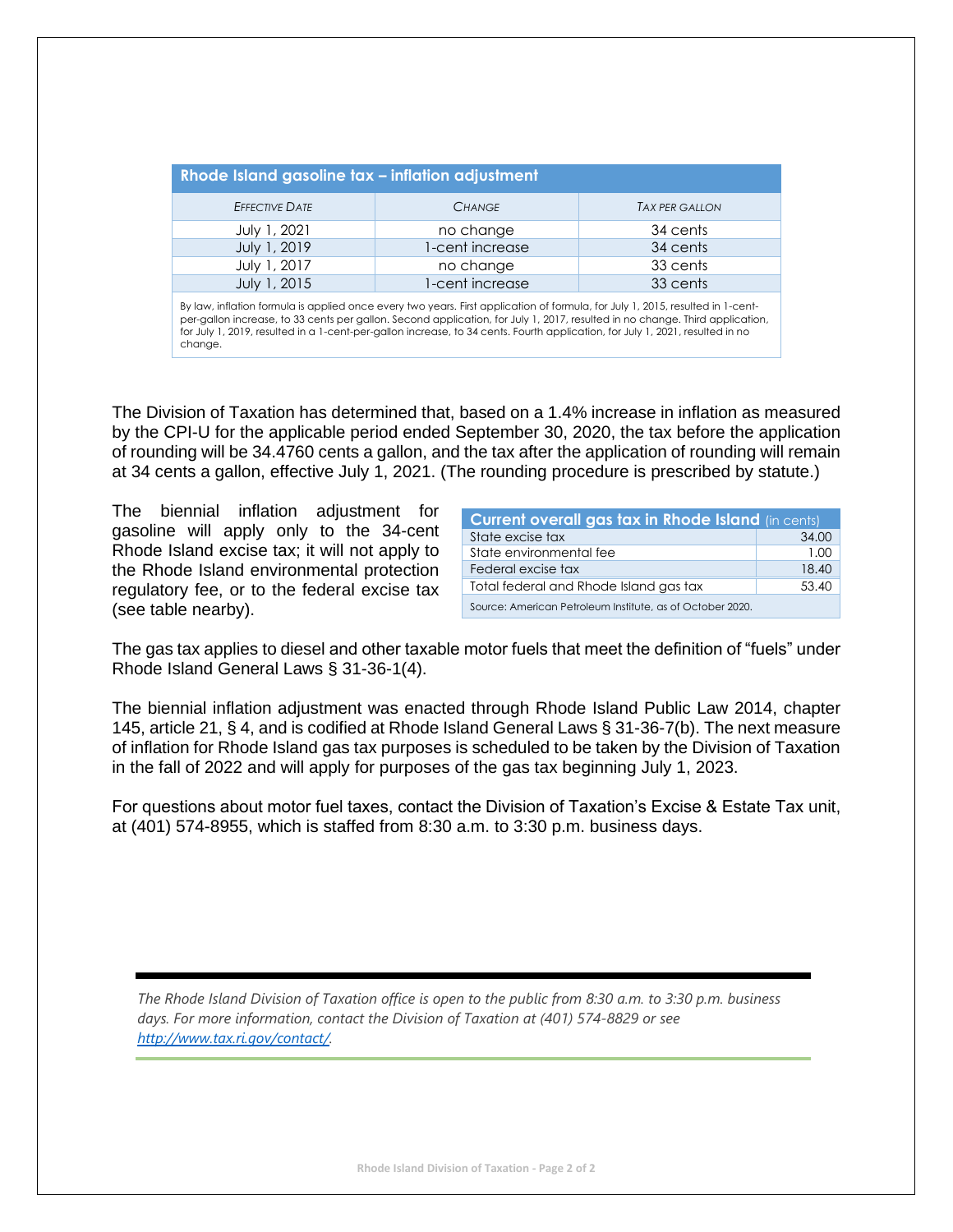| Rhode Island gasoline tax – inflation adjustment | | |
|---|---|---|
| *EFFECTIVE DATE* | *CHANGE* | *TAX PER GALLON* |
| July 1, 2021 | no change | 34 cents |
| July 1, 2019 | 1-cent increase | 34 cents |
| July 1, 2017 | no change | 33 cents |
| July 1, 2015 | 1-cent increase | 33 cents |

By law, inflation formula is applied once every two years. First application of formula, for July 1, 2015, resulted in 1-cent-per-gallon increase, to 33 cents per gallon. Second application, for July 1, 2017, resulted in no change. Third application, for July 1, 2019, resulted in a 1-cent-per-gallon increase, to 34 cents. Fourth application, for July 1, 2021, resulted in no change.

The Division of Taxation has determined that, based on a 1.4% increase in inflation as measured by the CPI-U for the applicable period ended September 30, 2020, the tax before the application of rounding will be 34.4760 cents a gallon, and the tax after the application of rounding will remain at 34 cents a gallon, effective July 1, 2021. (The rounding procedure is prescribed by statute.)

The biennial inflation adjustment for gasoline will apply only to the 34-cent Rhode Island excise tax; it will not apply to the Rhode Island environmental protection regulatory fee, or to the federal excise tax (see table nearby).

| Current overall gas tax in Rhode Island (in cents) | |
|---|---|
| State excise tax | 34.00 |
| State environmental fee | 1.00 |
| Federal excise tax | 18.40 |
| Total federal and Rhode Island gas tax | 53.40 |

Source: American Petroleum Institute, as of October 2020.

The gas tax applies to diesel and other taxable motor fuels that meet the definition of "fuels" under Rhode Island General Laws § 31-36-1(4).

The biennial inflation adjustment was enacted through Rhode Island Public Law 2014, chapter 145, article 21, § 4, and is codified at Rhode Island General Laws § 31-36-7(b). The next measure of inflation for Rhode Island gas tax purposes is scheduled to be taken by the Division of Taxation in the fall of 2022 and will apply for purposes of the gas tax beginning July 1, 2023.

For questions about motor fuel taxes, contact the Division of Taxation's Excise & Estate Tax unit, at (401) 574-8955, which is staffed from 8:30 a.m. to 3:30 p.m. business days.

---

*The Rhode Island Division of Taxation office is open to the public from 8:30 a.m. to 3:30 p.m. business days. For more information, contact the Division of Taxation at (401) 574-8829 or see [http://www.tax.ri.gov/contact/](http://www.tax.ri.gov/contact/).*